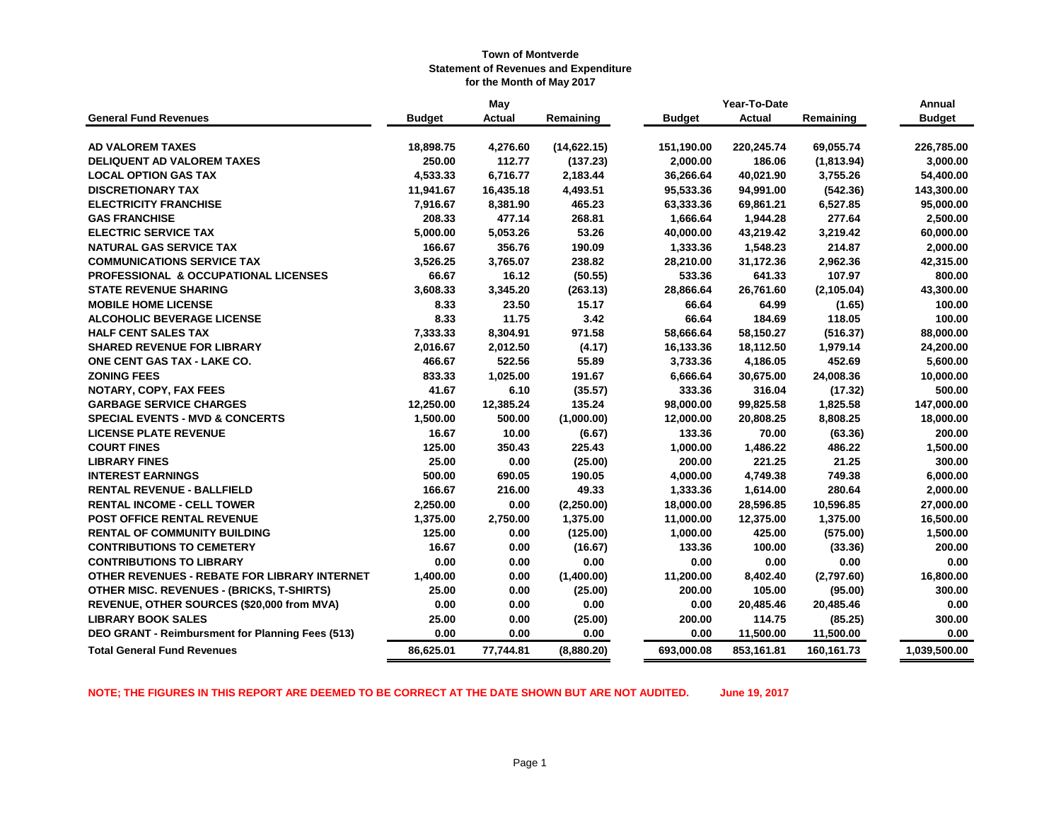**Town of Montverde**
**Statement of Revenues and Expenditure**
**for the Month of May 2017**

| General Fund Revenues | May Budget | May Actual | May Remaining | Year-To-Date Budget | Year-To-Date Actual | Year-To-Date Remaining | Annual Budget |
|---|---|---|---|---|---|---|---|
| AD VALOREM TAXES | 18,898.75 | 4,276.60 | (14,622.15) | 151,190.00 | 220,245.74 | 69,055.74 | 226,785.00 |
| DELIQUENT AD VALOREM TAXES | 250.00 | 112.77 | (137.23) | 2,000.00 | 186.06 | (1,813.94) | 3,000.00 |
| LOCAL OPTION GAS TAX | 4,533.33 | 6,716.77 | 2,183.44 | 36,266.64 | 40,021.90 | 3,755.26 | 54,400.00 |
| DISCRETIONARY TAX | 11,941.67 | 16,435.18 | 4,493.51 | 95,533.36 | 94,991.00 | (542.36) | 143,300.00 |
| ELECTRICITY FRANCHISE | 7,916.67 | 8,381.90 | 465.23 | 63,333.36 | 69,861.21 | 6,527.85 | 95,000.00 |
| GAS FRANCHISE | 208.33 | 477.14 | 268.81 | 1,666.64 | 1,944.28 | 277.64 | 2,500.00 |
| ELECTRIC SERVICE TAX | 5,000.00 | 5,053.26 | 53.26 | 40,000.00 | 43,219.42 | 3,219.42 | 60,000.00 |
| NATURAL GAS SERVICE TAX | 166.67 | 356.76 | 190.09 | 1,333.36 | 1,548.23 | 214.87 | 2,000.00 |
| COMMUNICATIONS SERVICE TAX | 3,526.25 | 3,765.07 | 238.82 | 28,210.00 | 31,172.36 | 2,962.36 | 42,315.00 |
| PROFESSIONAL & OCCUPATIONAL LICENSES | 66.67 | 16.12 | (50.55) | 533.36 | 641.33 | 107.97 | 800.00 |
| STATE REVENUE SHARING | 3,608.33 | 3,345.20 | (263.13) | 28,866.64 | 26,761.60 | (2,105.04) | 43,300.00 |
| MOBILE HOME LICENSE | 8.33 | 23.50 | 15.17 | 66.64 | 64.99 | (1.65) | 100.00 |
| ALCOHOLIC BEVERAGE LICENSE | 8.33 | 11.75 | 3.42 | 66.64 | 184.69 | 118.05 | 100.00 |
| HALF CENT SALES TAX | 7,333.33 | 8,304.91 | 971.58 | 58,666.64 | 58,150.27 | (516.37) | 88,000.00 |
| SHARED REVENUE FOR LIBRARY | 2,016.67 | 2,012.50 | (4.17) | 16,133.36 | 18,112.50 | 1,979.14 | 24,200.00 |
| ONE CENT GAS TAX - LAKE CO. | 466.67 | 522.56 | 55.89 | 3,733.36 | 4,186.05 | 452.69 | 5,600.00 |
| ZONING FEES | 833.33 | 1,025.00 | 191.67 | 6,666.64 | 30,675.00 | 24,008.36 | 10,000.00 |
| NOTARY, COPY, FAX FEES | 41.67 | 6.10 | (35.57) | 333.36 | 316.04 | (17.32) | 500.00 |
| GARBAGE SERVICE CHARGES | 12,250.00 | 12,385.24 | 135.24 | 98,000.00 | 99,825.58 | 1,825.58 | 147,000.00 |
| SPECIAL EVENTS - MVD & CONCERTS | 1,500.00 | 500.00 | (1,000.00) | 12,000.00 | 20,808.25 | 8,808.25 | 18,000.00 |
| LICENSE PLATE REVENUE | 16.67 | 10.00 | (6.67) | 133.36 | 70.00 | (63.36) | 200.00 |
| COURT FINES | 125.00 | 350.43 | 225.43 | 1,000.00 | 1,486.22 | 486.22 | 1,500.00 |
| LIBRARY FINES | 25.00 | 0.00 | (25.00) | 200.00 | 221.25 | 21.25 | 300.00 |
| INTEREST EARNINGS | 500.00 | 690.05 | 190.05 | 4,000.00 | 4,749.38 | 749.38 | 6,000.00 |
| RENTAL REVENUE - BALLFIELD | 166.67 | 216.00 | 49.33 | 1,333.36 | 1,614.00 | 280.64 | 2,000.00 |
| RENTAL INCOME - CELL TOWER | 2,250.00 | 0.00 | (2,250.00) | 18,000.00 | 28,596.85 | 10,596.85 | 27,000.00 |
| POST OFFICE RENTAL REVENUE | 1,375.00 | 2,750.00 | 1,375.00 | 11,000.00 | 12,375.00 | 1,375.00 | 16,500.00 |
| RENTAL OF COMMUNITY BUILDING | 125.00 | 0.00 | (125.00) | 1,000.00 | 425.00 | (575.00) | 1,500.00 |
| CONTRIBUTIONS TO CEMETERY | 16.67 | 0.00 | (16.67) | 133.36 | 100.00 | (33.36) | 200.00 |
| CONTRIBUTIONS TO LIBRARY | 0.00 | 0.00 | 0.00 | 0.00 | 0.00 | 0.00 | 0.00 |
| OTHER REVENUES - REBATE FOR LIBRARY INTERNET | 1,400.00 | 0.00 | (1,400.00) | 11,200.00 | 8,402.40 | (2,797.60) | 16,800.00 |
| OTHER MISC. REVENUES - (BRICKS, T-SHIRTS) | 25.00 | 0.00 | (25.00) | 200.00 | 105.00 | (95.00) | 300.00 |
| REVENUE, OTHER SOURCES ($20,000 from MVA) | 0.00 | 0.00 | 0.00 | 0.00 | 20,485.46 | 20,485.46 | 0.00 |
| LIBRARY BOOK SALES | 25.00 | 0.00 | (25.00) | 200.00 | 114.75 | (85.25) | 300.00 |
| DEO GRANT - Reimbursment for Planning Fees (513) | 0.00 | 0.00 | 0.00 | 0.00 | 11,500.00 | 11,500.00 | 0.00 |
| **Total General Fund Revenues** | **86,625.01** | **77,744.81** | **(8,880.20)** | **693,000.08** | **853,161.81** | **160,161.73** | **1,039,500.00** |

**NOTE; THE FIGURES IN THIS REPORT ARE DEEMED TO BE CORRECT AT THE DATE SHOWN BUT ARE NOT AUDITED.** **June 19, 2017**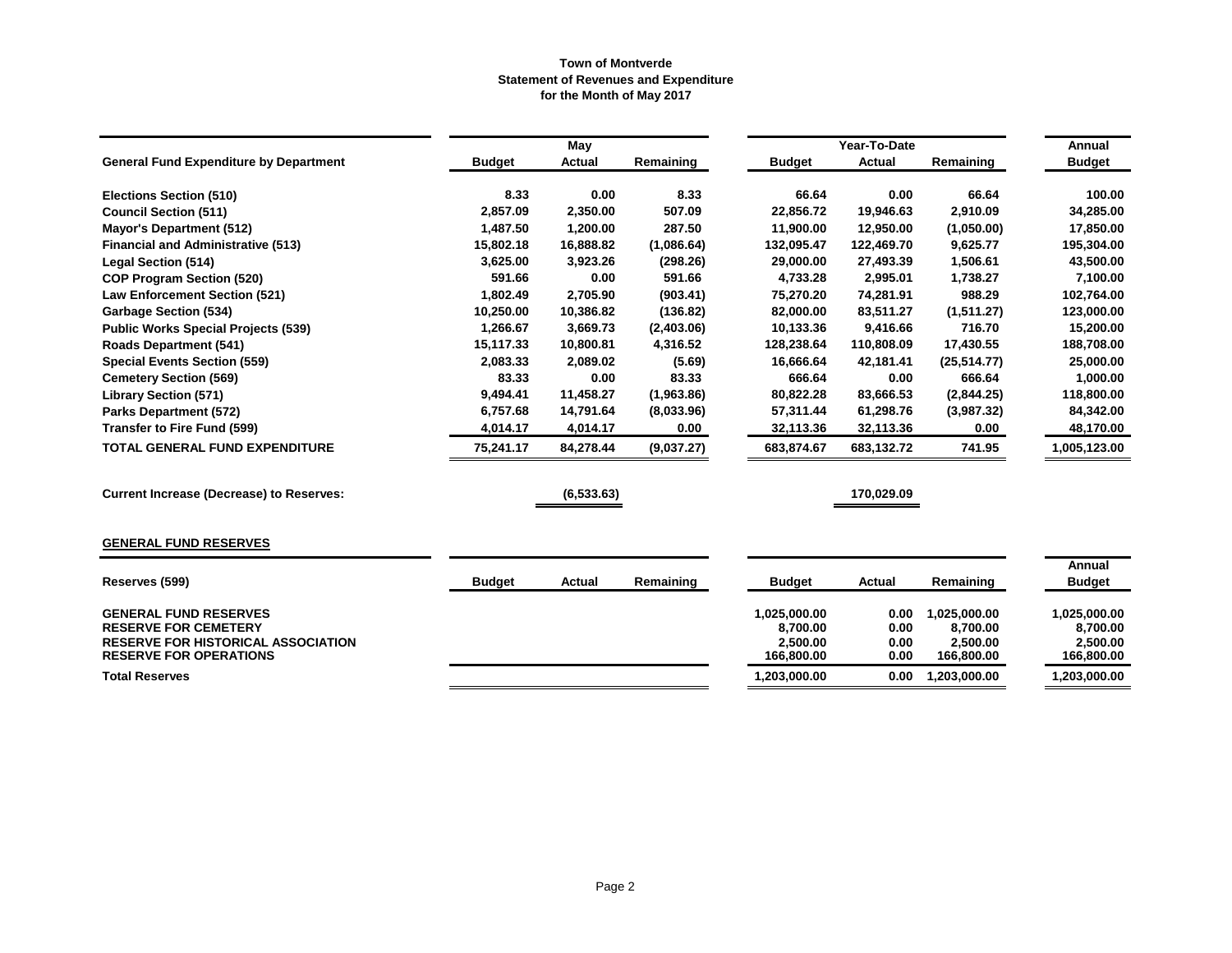**Town of Montverde**
**Statement of Revenues and Expenditure**
**for the Month of May 2017**

| General Fund Expenditure by Department | May | | | Year-To-Date | | | Annual |
|---|---|---|---|---|---|---|---|
| | Budget | Actual | Remaining | Budget | Actual | Remaining | Budget |
| Elections Section (510) | 8.33 | 0.00 | 8.33 | 66.64 | 0.00 | 66.64 | 100.00 |
| Council Section (511) | 2,857.09 | 2,350.00 | 507.09 | 22,856.72 | 19,946.63 | 2,910.09 | 34,285.00 |
| Mayor's Department (512) | 1,487.50 | 1,200.00 | 287.50 | 11,900.00 | 12,950.00 | (1,050.00) | 17,850.00 |
| Financial and Administrative (513) | 15,802.18 | 16,888.82 | (1,086.64) | 132,095.47 | 122,469.70 | 9,625.77 | 195,304.00 |
| Legal Section (514) | 3,625.00 | 3,923.26 | (298.26) | 29,000.00 | 27,493.39 | 1,506.61 | 43,500.00 |
| COP Program Section (520) | 591.66 | 0.00 | 591.66 | 4,733.28 | 2,995.01 | 1,738.27 | 7,100.00 |
| Law Enforcement Section (521) | 1,802.49 | 2,705.90 | (903.41) | 75,270.20 | 74,281.91 | 988.29 | 102,764.00 |
| Garbage Section (534) | 10,250.00 | 10,386.82 | (136.82) | 82,000.00 | 83,511.27 | (1,511.27) | 123,000.00 |
| Public Works Special Projects (539) | 1,266.67 | 3,669.73 | (2,403.06) | 10,133.36 | 9,416.66 | 716.70 | 15,200.00 |
| Roads Department (541) | 15,117.33 | 10,800.81 | 4,316.52 | 128,238.64 | 110,808.09 | 17,430.55 | 188,708.00 |
| Special Events Section (559) | 2,083.33 | 2,089.02 | (5.69) | 16,666.64 | 42,181.41 | (25,514.77) | 25,000.00 |
| Cemetery Section (569) | 83.33 | 0.00 | 83.33 | 666.64 | 0.00 | 666.64 | 1,000.00 |
| Library Section (571) | 9,494.41 | 11,458.27 | (1,963.86) | 80,822.28 | 83,666.53 | (2,844.25) | 118,800.00 |
| Parks Department (572) | 6,757.68 | 14,791.64 | (8,033.96) | 57,311.44 | 61,298.76 | (3,987.32) | 84,342.00 |
| Transfer to Fire Fund (599) | 4,014.17 | 4,014.17 | 0.00 | 32,113.36 | 32,113.36 | 0.00 | 48,170.00 |
| **TOTAL GENERAL FUND EXPENDITURE** | 75,241.17 | 84,278.44 | (9,037.27) | 683,874.67 | 683,132.72 | 741.95 | 1,005,123.00 |

| | May Actual | Year-To-Date Actual |
|---|---|---|
| **Current Increase (Decrease) to Reserves:** | (6,533.63) | 170,029.09 |

**GENERAL FUND RESERVES**

| Reserves (599) | Budget | Actual | Remaining | Budget | Actual | Remaining | Annual Budget |
|---|---|---|---|---|---|---|---|
| GENERAL FUND RESERVES | | | | 1,025,000.00 | 0.00 | 1,025,000.00 | 1,025,000.00 |
| RESERVE FOR CEMETERY | | | | 8,700.00 | 0.00 | 8,700.00 | 8,700.00 |
| RESERVE FOR HISTORICAL ASSOCIATION | | | | 2,500.00 | 0.00 | 2,500.00 | 2,500.00 |
| RESERVE FOR OPERATIONS | | | | 166,800.00 | 0.00 | 166,800.00 | 166,800.00 |
| **Total Reserves** | | | | 1,203,000.00 | 0.00 | 1,203,000.00 | 1,203,000.00 |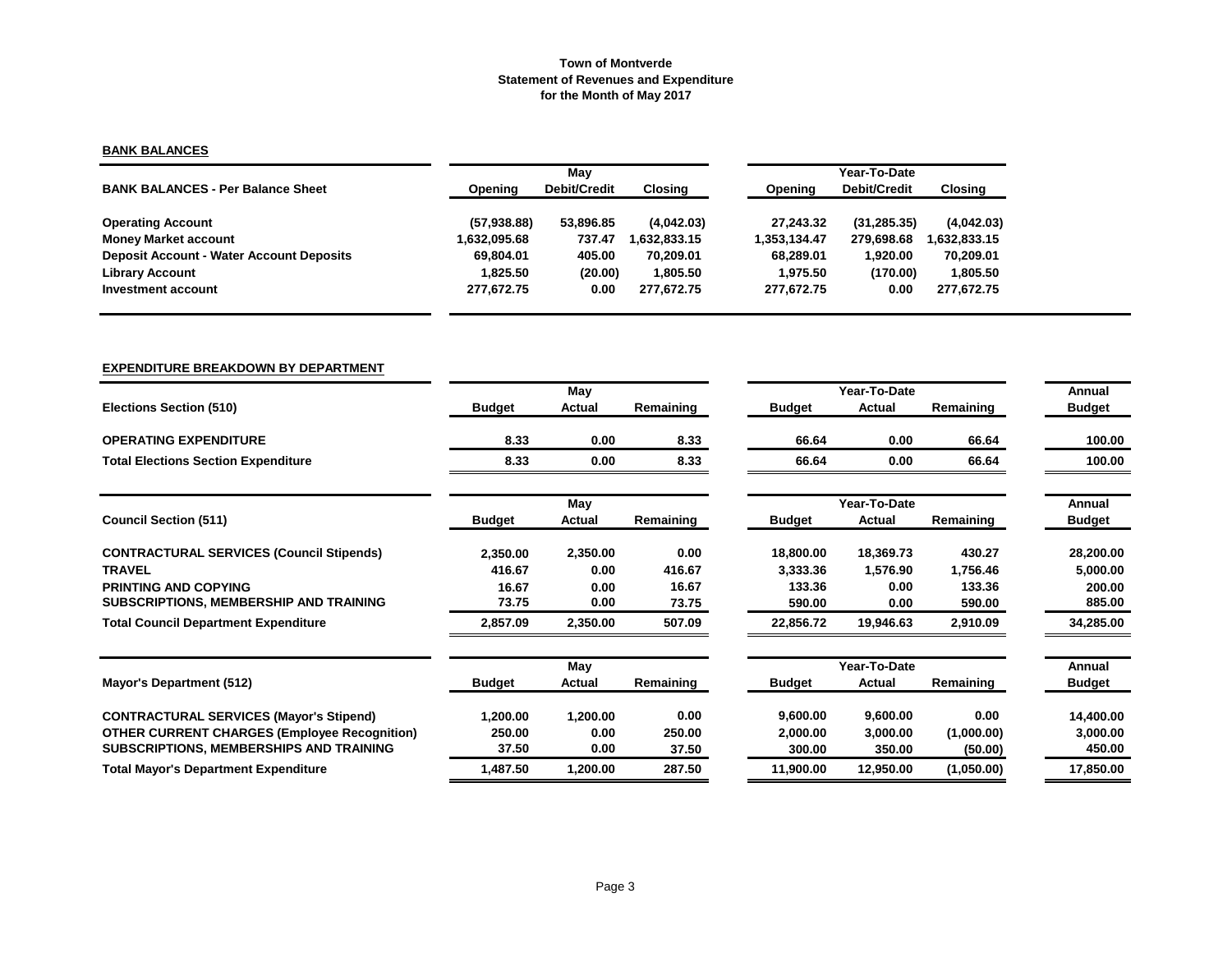# Town of Montverde
## Statement of Revenues and Expenditure
## for the Month of May 2017

**BANK BALANCES**

| BANK BALANCES - Per Balance Sheet | May Opening | May Debit/Credit | May Closing | Year-To-Date Opening | Year-To-Date Debit/Credit | Year-To-Date Closing |
|---|---|---|---|---|---|---|
| **Operating Account** | (57,938.88) | 53,896.85 | (4,042.03) | 27,243.32 | (31,285.35) | (4,042.03) |
| **Money Market account** | 1,632,095.68 | 737.47 | 1,632,833.15 | 1,353,134.47 | 279,698.68 | 1,632,833.15 |
| **Deposit Account - Water Account Deposits** | 69,804.01 | 405.00 | 70,209.01 | 68,289.01 | 1,920.00 | 70,209.01 |
| **Library Account** | 1,825.50 | (20.00) | 1,805.50 | 1,975.50 | (170.00) | 1,805.50 |
| **Investment account** | 277,672.75 | 0.00 | 277,672.75 | 277,672.75 | 0.00 | 277,672.75 |

**EXPENDITURE BREAKDOWN BY DEPARTMENT**

| Elections Section (510) | May Budget | May Actual | May Remaining | Year-To-Date Budget | Year-To-Date Actual | Year-To-Date Remaining | Annual Budget |
|---|---|---|---|---|---|---|---|
| **OPERATING EXPENDITURE** | 8.33 | 0.00 | 8.33 | 66.64 | 0.00 | 66.64 | 100.00 |
| **Total Elections Section Expenditure** | 8.33 | 0.00 | 8.33 | 66.64 | 0.00 | 66.64 | 100.00 |

| Council Section (511) | May Budget | May Actual | May Remaining | Year-To-Date Budget | Year-To-Date Actual | Year-To-Date Remaining | Annual Budget |
|---|---|---|---|---|---|---|---|
| **CONTRACTURAL SERVICES (Council Stipends)** | 2,350.00 | 2,350.00 | 0.00 | 18,800.00 | 18,369.73 | 430.27 | 28,200.00 |
| **TRAVEL** | 416.67 | 0.00 | 416.67 | 3,333.36 | 1,576.90 | 1,756.46 | 5,000.00 |
| **PRINTING AND COPYING** | 16.67 | 0.00 | 16.67 | 133.36 | 0.00 | 133.36 | 200.00 |
| **SUBSCRIPTIONS, MEMBERSHIP AND TRAINING** | 73.75 | 0.00 | 73.75 | 590.00 | 0.00 | 590.00 | 885.00 |
| **Total Council Department Expenditure** | 2,857.09 | 2,350.00 | 507.09 | 22,856.72 | 19,946.63 | 2,910.09 | 34,285.00 |

| Mayor's Department (512) | May Budget | May Actual | May Remaining | Year-To-Date Budget | Year-To-Date Actual | Year-To-Date Remaining | Annual Budget |
|---|---|---|---|---|---|---|---|
| **CONTRACTURAL SERVICES (Mayor's Stipend)** | 1,200.00 | 1,200.00 | 0.00 | 9,600.00 | 9,600.00 | 0.00 | 14,400.00 |
| **OTHER CURRENT CHARGES (Employee Recognition)** | 250.00 | 0.00 | 250.00 | 2,000.00 | 3,000.00 | (1,000.00) | 3,000.00 |
| **SUBSCRIPTIONS, MEMBERSHIPS AND TRAINING** | 37.50 | 0.00 | 37.50 | 300.00 | 350.00 | (50.00) | 450.00 |
| **Total Mayor's Department Expenditure** | 1,487.50 | 1,200.00 | 287.50 | 11,900.00 | 12,950.00 | (1,050.00) | 17,850.00 |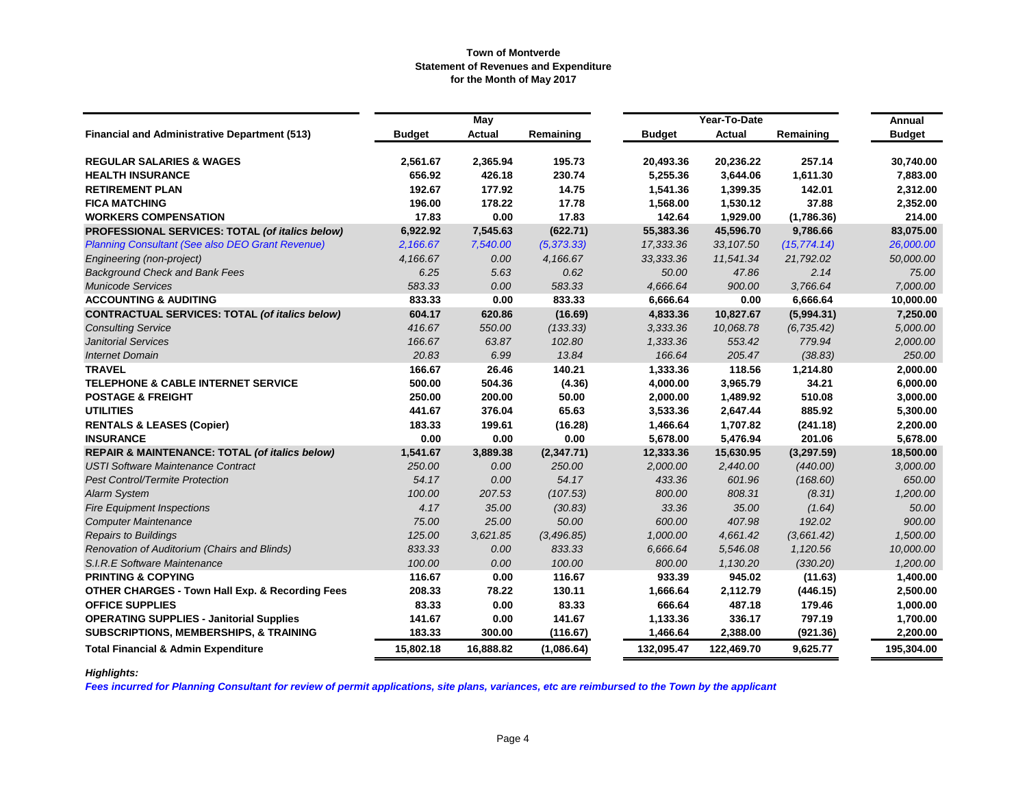**Town of Montverde**
**Statement of Revenues and Expenditure**
**for the Month of May 2017**

| | May | | | Year-To-Date | | | Annual |
|---|---|---|---|---|---|---|---|
| **Financial and Administrative Department (513)** | **Budget** | **Actual** | **Remaining** | **Budget** | **Actual** | **Remaining** | **Budget** |
| **REGULAR SALARIES & WAGES** | **2,561.67** | **2,365.94** | **195.73** | **20,493.36** | **20,236.22** | **257.14** | **30,740.00** |
| **HEALTH INSURANCE** | **656.92** | **426.18** | **230.74** | **5,255.36** | **3,644.06** | **1,611.30** | **7,883.00** |
| **RETIREMENT PLAN** | **192.67** | **177.92** | **14.75** | **1,541.36** | **1,399.35** | **142.01** | **2,312.00** |
| **FICA MATCHING** | **196.00** | **178.22** | **17.78** | **1,568.00** | **1,530.12** | **37.88** | **2,352.00** |
| **WORKERS COMPENSATION** | **17.83** | **0.00** | **17.83** | **142.64** | **1,929.00** | **(1,786.36)** | **214.00** |
| **PROFESSIONAL SERVICES: TOTAL *(of italics below)*** | **6,922.92** | **7,545.63** | **(622.71)** | **55,383.36** | **45,596.70** | **9,786.66** | **83,075.00** |
| *Planning Consultant (See also DEO Grant Revenue)* | *2,166.67* | *7,540.00* | *(5,373.33)* | *17,333.36* | *33,107.50* | *(15,774.14)* | *26,000.00* |
| *Engineering (non-project)* | *4,166.67* | *0.00* | *4,166.67* | *33,333.36* | *11,541.34* | *21,792.02* | *50,000.00* |
| *Background Check and Bank Fees* | *6.25* | *5.63* | *0.62* | *50.00* | *47.86* | *2.14* | *75.00* |
| *Municode Services* | *583.33* | *0.00* | *583.33* | *4,666.64* | *900.00* | *3,766.64* | *7,000.00* |
| **ACCOUNTING & AUDITING** | **833.33** | **0.00** | **833.33** | **6,666.64** | **0.00** | **6,666.64** | **10,000.00** |
| **CONTRACTUAL SERVICES: TOTAL *(of italics below)*** | **604.17** | **620.86** | **(16.69)** | **4,833.36** | **10,827.67** | **(5,994.31)** | **7,250.00** |
| *Consulting Service* | *416.67* | *550.00* | *(133.33)* | *3,333.36* | *10,068.78* | *(6,735.42)* | *5,000.00* |
| *Janitorial Services* | *166.67* | *63.87* | *102.80* | *1,333.36* | *553.42* | *779.94* | *2,000.00* |
| *Internet Domain* | *20.83* | *6.99* | *13.84* | *166.64* | *205.47* | *(38.83)* | *250.00* |
| **TRAVEL** | **166.67** | **26.46** | **140.21** | **1,333.36** | **118.56** | **1,214.80** | **2,000.00** |
| **TELEPHONE & CABLE INTERNET SERVICE** | **500.00** | **504.36** | **(4.36)** | **4,000.00** | **3,965.79** | **34.21** | **6,000.00** |
| **POSTAGE & FREIGHT** | **250.00** | **200.00** | **50.00** | **2,000.00** | **1,489.92** | **510.08** | **3,000.00** |
| **UTILITIES** | **441.67** | **376.04** | **65.63** | **3,533.36** | **2,647.44** | **885.92** | **5,300.00** |
| **RENTALS & LEASES (Copier)** | **183.33** | **199.61** | **(16.28)** | **1,466.64** | **1,707.82** | **(241.18)** | **2,200.00** |
| **INSURANCE** | **0.00** | **0.00** | **0.00** | **5,678.00** | **5,476.94** | **201.06** | **5,678.00** |
| **REPAIR & MAINTENANCE: TOTAL *(of italics below)*** | **1,541.67** | **3,889.38** | **(2,347.71)** | **12,333.36** | **15,630.95** | **(3,297.59)** | **18,500.00** |
| *USTI Software Maintenance Contract* | *250.00* | *0.00* | *250.00* | *2,000.00* | *2,440.00* | *(440.00)* | *3,000.00* |
| *Pest Control/Termite Protection* | *54.17* | *0.00* | *54.17* | *433.36* | *601.96* | *(168.60)* | *650.00* |
| *Alarm System* | *100.00* | *207.53* | *(107.53)* | *800.00* | *808.31* | *(8.31)* | *1,200.00* |
| *Fire Equipment Inspections* | *4.17* | *35.00* | *(30.83)* | *33.36* | *35.00* | *(1.64)* | *50.00* |
| *Computer Maintenance* | *75.00* | *25.00* | *50.00* | *600.00* | *407.98* | *192.02* | *900.00* |
| *Repairs to Buildings* | *125.00* | *3,621.85* | *(3,496.85)* | *1,000.00* | *4,661.42* | *(3,661.42)* | *1,500.00* |
| *Renovation of Auditorium (Chairs and Blinds)* | *833.33* | *0.00* | *833.33* | *6,666.64* | *5,546.08* | *1,120.56* | *10,000.00* |
| *S.I.R.E Software Maintenance* | *100.00* | *0.00* | *100.00* | *800.00* | *1,130.20* | *(330.20)* | *1,200.00* |
| **PRINTING & COPYING** | **116.67** | **0.00** | **116.67** | **933.39** | **945.02** | **(11.63)** | **1,400.00** |
| **OTHER CHARGES - Town Hall Exp. & Recording Fees** | **208.33** | **78.22** | **130.11** | **1,666.64** | **2,112.79** | **(446.15)** | **2,500.00** |
| **OFFICE SUPPLIES** | **83.33** | **0.00** | **83.33** | **666.64** | **487.18** | **179.46** | **1,000.00** |
| **OPERATING SUPPLIES - Janitorial Supplies** | **141.67** | **0.00** | **141.67** | **1,133.36** | **336.17** | **797.19** | **1,700.00** |
| **SUBSCRIPTIONS, MEMBERSHIPS, & TRAINING** | **183.33** | **300.00** | **(116.67)** | **1,466.64** | **2,388.00** | **(921.36)** | **2,200.00** |
| **Total Financial & Admin Expenditure** | **15,802.18** | **16,888.82** | **(1,086.64)** | **132,095.47** | **122,469.70** | **9,625.77** | **195,304.00** |

***Highlights:***

***Fees incurred for Planning Consultant for review of permit applications, site plans, variances, etc are reimbursed to the Town by the applicant***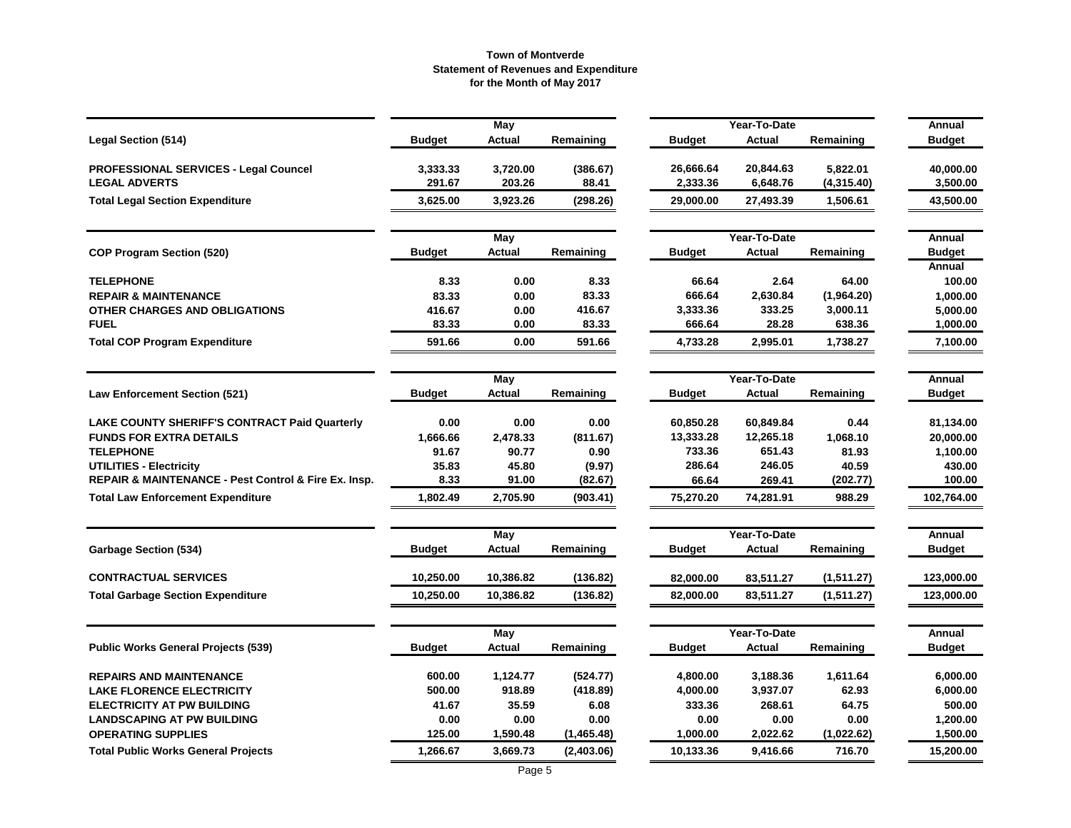# Town of Montverde
## Statement of Revenues and Expenditure
### for the Month of May 2017

| Legal Section (514) | May Budget | May Actual | May Remaining | Year-To-Date Budget | Year-To-Date Actual | Year-To-Date Remaining | Annual Budget |
|---|---|---|---|---|---|---|---|
| **PROFESSIONAL SERVICES - Legal Councel** | 3,333.33 | 3,720.00 | (386.67) | 26,666.64 | 20,844.63 | 5,822.01 | 40,000.00 |
| **LEGAL ADVERTS** | 291.67 | 203.26 | 88.41 | 2,333.36 | 6,648.76 | (4,315.40) | 3,500.00 |
| **Total Legal Section Expenditure** | 3,625.00 | 3,923.26 | (298.26) | 29,000.00 | 27,493.39 | 1,506.61 | 43,500.00 |

| COP Program Section (520) | May Budget | May Actual | May Remaining | Year-To-Date Budget | Year-To-Date Actual | Year-To-Date Remaining | Annual Budget |
|---|---|---|---|---|---|---|---|
| | | | | | | | Annual |
| **TELEPHONE** | 8.33 | 0.00 | 8.33 | 66.64 | 2.64 | 64.00 | 100.00 |
| **REPAIR & MAINTENANCE** | 83.33 | 0.00 | 83.33 | 666.64 | 2,630.84 | (1,964.20) | 1,000.00 |
| **OTHER CHARGES AND OBLIGATIONS** | 416.67 | 0.00 | 416.67 | 3,333.36 | 333.25 | 3,000.11 | 5,000.00 |
| **FUEL** | 83.33 | 0.00 | 83.33 | 666.64 | 28.28 | 638.36 | 1,000.00 |
| **Total COP Program Expenditure** | 591.66 | 0.00 | 591.66 | 4,733.28 | 2,995.01 | 1,738.27 | 7,100.00 |

| Law Enforcement Section (521) | May Budget | May Actual | May Remaining | Year-To-Date Budget | Year-To-Date Actual | Year-To-Date Remaining | Annual Budget |
|---|---|---|---|---|---|---|---|
| **LAKE COUNTY SHERIFF'S CONTRACT Paid Quarterly** | 0.00 | 0.00 | 0.00 | 60,850.28 | 60,849.84 | 0.44 | 81,134.00 |
| **FUNDS FOR EXTRA DETAILS** | 1,666.66 | 2,478.33 | (811.67) | 13,333.28 | 12,265.18 | 1,068.10 | 20,000.00 |
| **TELEPHONE** | 91.67 | 90.77 | 0.90 | 733.36 | 651.43 | 81.93 | 1,100.00 |
| **UTILITIES - Electricity** | 35.83 | 45.80 | (9.97) | 286.64 | 246.05 | 40.59 | 430.00 |
| **REPAIR & MAINTENANCE - Pest Control & Fire Ex. Insp.** | 8.33 | 91.00 | (82.67) | 66.64 | 269.41 | (202.77) | 100.00 |
| **Total Law Enforcement Expenditure** | 1,802.49 | 2,705.90 | (903.41) | 75,270.20 | 74,281.91 | 988.29 | 102,764.00 |

| Garbage Section (534) | May Budget | May Actual | May Remaining | Year-To-Date Budget | Year-To-Date Actual | Year-To-Date Remaining | Annual Budget |
|---|---|---|---|---|---|---|---|
| **CONTRACTUAL SERVICES** | 10,250.00 | 10,386.82 | (136.82) | 82,000.00 | 83,511.27 | (1,511.27) | 123,000.00 |
| **Total Garbage Section Expenditure** | 10,250.00 | 10,386.82 | (136.82) | 82,000.00 | 83,511.27 | (1,511.27) | 123,000.00 |

| Public Works General Projects (539) | May Budget | May Actual | May Remaining | Year-To-Date Budget | Year-To-Date Actual | Year-To-Date Remaining | Annual Budget |
|---|---|---|---|---|---|---|---|
| **REPAIRS AND MAINTENANCE** | 600.00 | 1,124.77 | (524.77) | 4,800.00 | 3,188.36 | 1,611.64 | 6,000.00 |
| **LAKE FLORENCE ELECTRICITY** | 500.00 | 918.89 | (418.89) | 4,000.00 | 3,937.07 | 62.93 | 6,000.00 |
| **ELECTRICITY AT PW BUILDING** | 41.67 | 35.59 | 6.08 | 333.36 | 268.61 | 64.75 | 500.00 |
| **LANDSCAPING AT PW BUILDING** | 0.00 | 0.00 | 0.00 | 0.00 | 0.00 | 0.00 | 1,200.00 |
| **OPERATING SUPPLIES** | 125.00 | 1,590.48 | (1,465.48) | 1,000.00 | 2,022.62 | (1,022.62) | 1,500.00 |
| **Total Public Works General Projects** | 1,266.67 | 3,669.73 | (2,403.06) | 10,133.36 | 9,416.66 | 716.70 | 15,200.00 |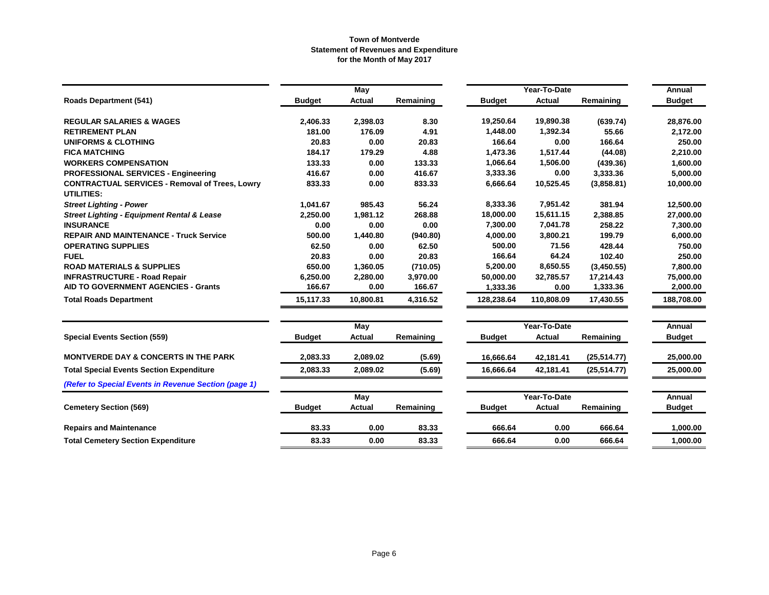**Town of Montverde**
**Statement of Revenues and Expenditure**
**for the Month of May 2017**

| Roads Department (541) | May Budget | May Actual | May Remaining | Year-To-Date Budget | Year-To-Date Actual | Year-To-Date Remaining | Annual Budget |
|---|---|---|---|---|---|---|---|
| **REGULAR SALARIES & WAGES** | 2,406.33 | 2,398.03 | 8.30 | 19,250.64 | 19,890.38 | (639.74) | 28,876.00 |
| **RETIREMENT PLAN** | 181.00 | 176.09 | 4.91 | 1,448.00 | 1,392.34 | 55.66 | 2,172.00 |
| **UNIFORMS & CLOTHING** | 20.83 | 0.00 | 20.83 | 166.64 | 0.00 | 166.64 | 250.00 |
| **FICA MATCHING** | 184.17 | 179.29 | 4.88 | 1,473.36 | 1,517.44 | (44.08) | 2,210.00 |
| **WORKERS COMPENSATION** | 133.33 | 0.00 | 133.33 | 1,066.64 | 1,506.00 | (439.36) | 1,600.00 |
| **PROFESSIONAL SERVICES - Engineering** | 416.67 | 0.00 | 416.67 | 3,333.36 | 0.00 | 3,333.36 | 5,000.00 |
| **CONTRACTUAL SERVICES - Removal of Trees, Lowry** | 833.33 | 0.00 | 833.33 | 6,666.64 | 10,525.45 | (3,858.81) | 10,000.00 |
| **UTILITIES:** | | | | | | | |
| ***Street Lighting - Power*** | 1,041.67 | 985.43 | 56.24 | 8,333.36 | 7,951.42 | 381.94 | 12,500.00 |
| ***Street Lighting - Equipment Rental & Lease*** | 2,250.00 | 1,981.12 | 268.88 | 18,000.00 | 15,611.15 | 2,388.85 | 27,000.00 |
| **INSURANCE** | 0.00 | 0.00 | 0.00 | 7,300.00 | 7,041.78 | 258.22 | 7,300.00 |
| **REPAIR AND MAINTENANCE - Truck Service** | 500.00 | 1,440.80 | (940.80) | 4,000.00 | 3,800.21 | 199.79 | 6,000.00 |
| **OPERATING SUPPLIES** | 62.50 | 0.00 | 62.50 | 500.00 | 71.56 | 428.44 | 750.00 |
| **FUEL** | 20.83 | 0.00 | 20.83 | 166.64 | 64.24 | 102.40 | 250.00 |
| **ROAD MATERIALS & SUPPLIES** | 650.00 | 1,360.05 | (710.05) | 5,200.00 | 8,650.55 | (3,450.55) | 7,800.00 |
| **INFRASTRUCTURE - Road Repair** | 6,250.00 | 2,280.00 | 3,970.00 | 50,000.00 | 32,785.57 | 17,214.43 | 75,000.00 |
| **AID TO GOVERNMENT AGENCIES - Grants** | 166.67 | 0.00 | 166.67 | 1,333.36 | 0.00 | 1,333.36 | 2,000.00 |
| **Total Roads Department** | 15,117.33 | 10,800.81 | 4,316.52 | 128,238.64 | 110,808.09 | 17,430.55 | 188,708.00 |

| Special Events Section (559) | May Budget | May Actual | May Remaining | Year-To-Date Budget | Year-To-Date Actual | Year-To-Date Remaining | Annual Budget |
|---|---|---|---|---|---|---|---|
| **MONTVERDE DAY & CONCERTS IN THE PARK** | 2,083.33 | 2,089.02 | (5.69) | 16,666.64 | 42,181.41 | (25,514.77) | 25,000.00 |
| **Total Special Events Section Expenditure** | 2,083.33 | 2,089.02 | (5.69) | 16,666.64 | 42,181.41 | (25,514.77) | 25,000.00 |

***(Refer to Special Events in Revenue Section (page 1)***

| Cemetery Section (569) | May Budget | May Actual | May Remaining | Year-To-Date Budget | Year-To-Date Actual | Year-To-Date Remaining | Annual Budget |
|---|---|---|---|---|---|---|---|
| **Repairs and Maintenance** | 83.33 | 0.00 | 83.33 | 666.64 | 0.00 | 666.64 | 1,000.00 |
| **Total Cemetery Section Expenditure** | 83.33 | 0.00 | 83.33 | 666.64 | 0.00 | 666.64 | 1,000.00 |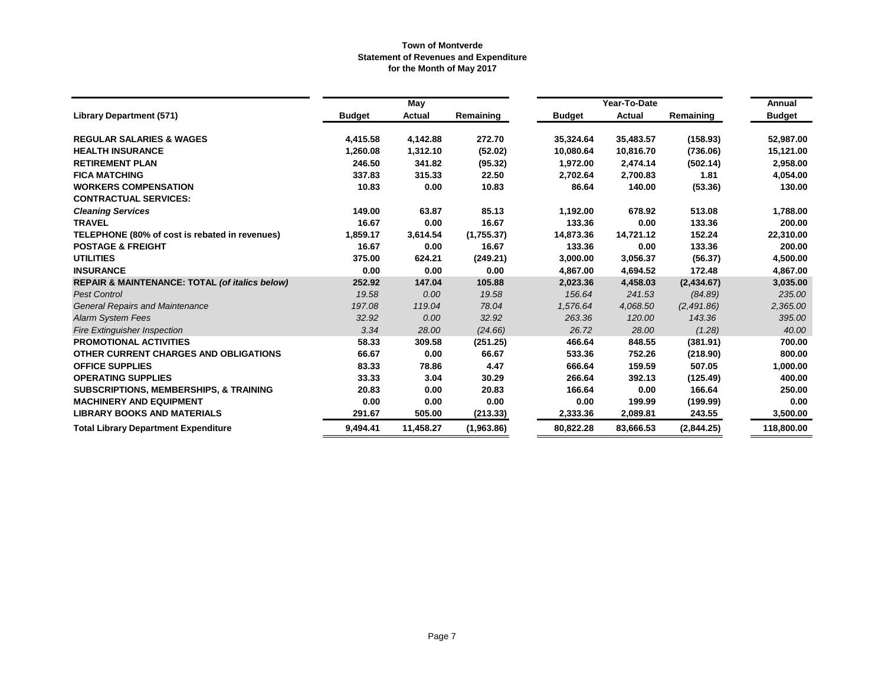**Town of Montverde**
**Statement of Revenues and Expenditure**
**for the Month of May 2017**

| | May | | | Year-To-Date | | | Annual |
|---|---|---|---|---|---|---|---|
| **Library Department (571)** | **Budget** | **Actual** | **Remaining** | **Budget** | **Actual** | **Remaining** | **Budget** |
| **REGULAR SALARIES & WAGES** | **4,415.58** | **4,142.88** | **272.70** | **35,324.64** | **35,483.57** | **(158.93)** | **52,987.00** |
| **HEALTH INSURANCE** | **1,260.08** | **1,312.10** | **(52.02)** | **10,080.64** | **10,816.70** | **(736.06)** | **15,121.00** |
| **RETIREMENT PLAN** | **246.50** | **341.82** | **(95.32)** | **1,972.00** | **2,474.14** | **(502.14)** | **2,958.00** |
| **FICA MATCHING** | **337.83** | **315.33** | **22.50** | **2,702.64** | **2,700.83** | **1.81** | **4,054.00** |
| **WORKERS COMPENSATION** | **10.83** | **0.00** | **10.83** | **86.64** | **140.00** | **(53.36)** | **130.00** |
| **CONTRACTUAL SERVICES:** | | | | | | | |
| ***Cleaning Services*** | **149.00** | **63.87** | **85.13** | **1,192.00** | **678.92** | **513.08** | **1,788.00** |
| **TRAVEL** | **16.67** | **0.00** | **16.67** | **133.36** | **0.00** | **133.36** | **200.00** |
| **TELEPHONE (80% of cost is rebated in revenues)** | **1,859.17** | **3,614.54** | **(1,755.37)** | **14,873.36** | **14,721.12** | **152.24** | **22,310.00** |
| **POSTAGE & FREIGHT** | **16.67** | **0.00** | **16.67** | **133.36** | **0.00** | **133.36** | **200.00** |
| **UTILITIES** | **375.00** | **624.21** | **(249.21)** | **3,000.00** | **3,056.37** | **(56.37)** | **4,500.00** |
| **INSURANCE** | **0.00** | **0.00** | **0.00** | **4,867.00** | **4,694.52** | **172.48** | **4,867.00** |
| **REPAIR & MAINTENANCE: TOTAL *(of italics below)*** | **252.92** | **147.04** | **105.88** | **2,023.36** | **4,458.03** | **(2,434.67)** | **3,035.00** |
| *Pest Control* | *19.58* | *0.00* | *19.58* | *156.64* | *241.53* | *(84.89)* | *235.00* |
| *General Repairs and Maintenance* | *197.08* | *119.04* | *78.04* | *1,576.64* | *4,068.50* | *(2,491.86)* | *2,365.00* |
| *Alarm System Fees* | *32.92* | *0.00* | *32.92* | *263.36* | *120.00* | *143.36* | *395.00* |
| *Fire Extinguisher Inspection* | *3.34* | *28.00* | *(24.66)* | *26.72* | *28.00* | *(1.28)* | *40.00* |
| **PROMOTIONAL ACTIVITIES** | **58.33** | **309.58** | **(251.25)** | **466.64** | **848.55** | **(381.91)** | **700.00** |
| **OTHER CURRENT CHARGES AND OBLIGATIONS** | **66.67** | **0.00** | **66.67** | **533.36** | **752.26** | **(218.90)** | **800.00** |
| **OFFICE SUPPLIES** | **83.33** | **78.86** | **4.47** | **666.64** | **159.59** | **507.05** | **1,000.00** |
| **OPERATING SUPPLIES** | **33.33** | **3.04** | **30.29** | **266.64** | **392.13** | **(125.49)** | **400.00** |
| **SUBSCRIPTIONS, MEMBERSHIPS, & TRAINING** | **20.83** | **0.00** | **20.83** | **166.64** | **0.00** | **166.64** | **250.00** |
| **MACHINERY AND EQUIPMENT** | **0.00** | **0.00** | **0.00** | **0.00** | **199.99** | **(199.99)** | **0.00** |
| **LIBRARY BOOKS AND MATERIALS** | **291.67** | **505.00** | **(213.33)** | **2,333.36** | **2,089.81** | **243.55** | **3,500.00** |
| **Total Library Department Expenditure** | **9,494.41** | **11,458.27** | **(1,963.86)** | **80,822.28** | **83,666.53** | **(2,844.25)** | **118,800.00** |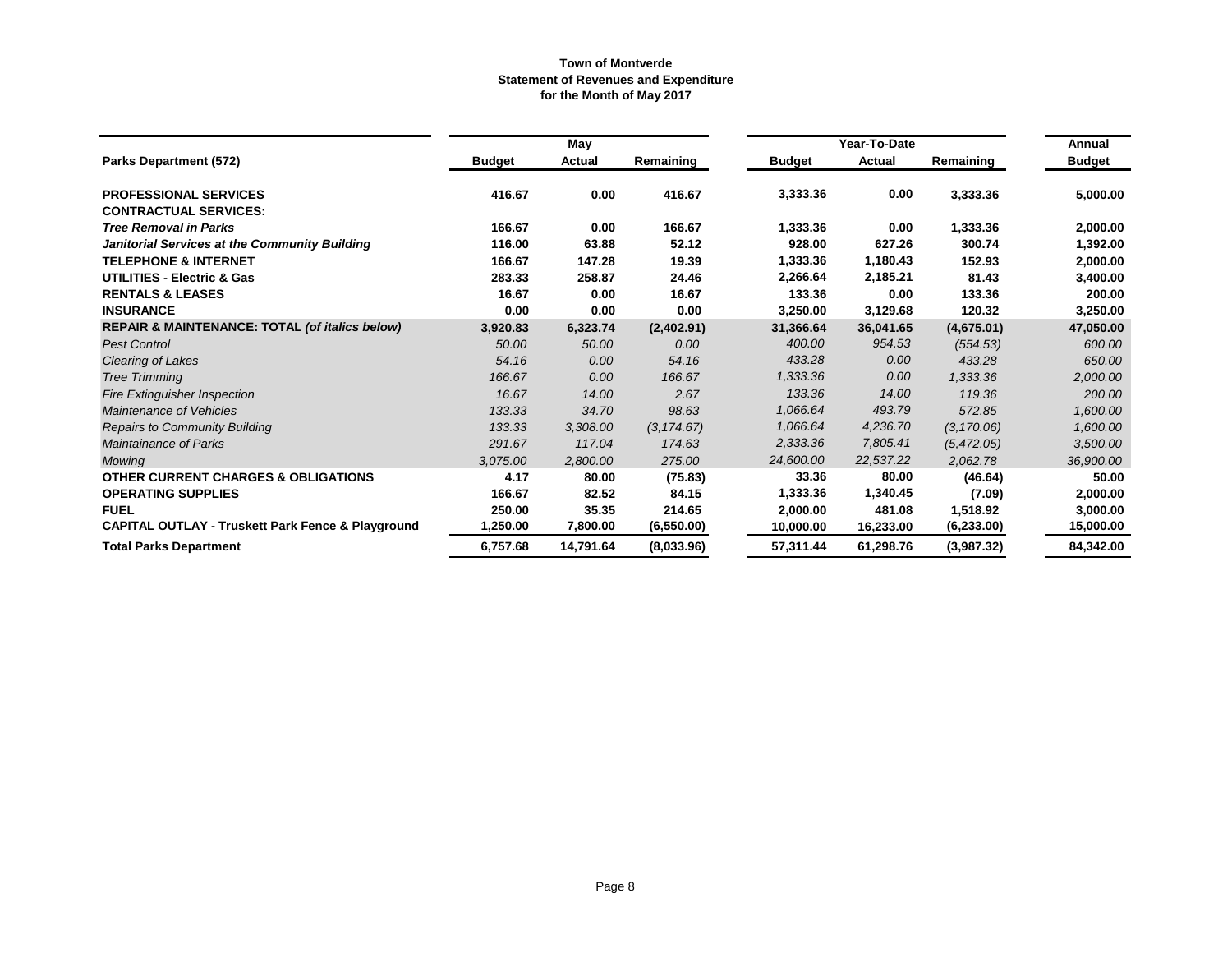**Town of Montverde**
**Statement of Revenues and Expenditure**
**for the Month of May 2017**

| | May | | | Year-To-Date | | | Annual |
|---|---|---|---|---|---|---|---|
| **Parks Department (572)** | **Budget** | **Actual** | **Remaining** | **Budget** | **Actual** | **Remaining** | **Budget** |
| **PROFESSIONAL SERVICES** | **416.67** | **0.00** | **416.67** | **3,333.36** | **0.00** | **3,333.36** | **5,000.00** |
| **CONTRACTUAL SERVICES:** | | | | | | | |
| ***Tree Removal in Parks*** | **166.67** | **0.00** | **166.67** | **1,333.36** | **0.00** | **1,333.36** | **2,000.00** |
| ***Janitorial Services at the Community Building*** | **116.00** | **63.88** | **52.12** | **928.00** | **627.26** | **300.74** | **1,392.00** |
| **TELEPHONE & INTERNET** | **166.67** | **147.28** | **19.39** | **1,333.36** | **1,180.43** | **152.93** | **2,000.00** |
| **UTILITIES - Electric & Gas** | **283.33** | **258.87** | **24.46** | **2,266.64** | **2,185.21** | **81.43** | **3,400.00** |
| **RENTALS & LEASES** | **16.67** | **0.00** | **16.67** | **133.36** | **0.00** | **133.36** | **200.00** |
| **INSURANCE** | **0.00** | **0.00** | **0.00** | **3,250.00** | **3,129.68** | **120.32** | **3,250.00** |
| **REPAIR & MAINTENANCE: TOTAL *(of italics below)*** | **3,920.83** | **6,323.74** | **(2,402.91)** | **31,366.64** | **36,041.65** | **(4,675.01)** | **47,050.00** |
| *Pest Control* | *50.00* | *50.00* | *0.00* | *400.00* | *954.53* | *(554.53)* | *600.00* |
| *Clearing of Lakes* | *54.16* | *0.00* | *54.16* | *433.28* | *0.00* | *433.28* | *650.00* |
| *Tree Trimming* | *166.67* | *0.00* | *166.67* | *1,333.36* | *0.00* | *1,333.36* | *2,000.00* |
| *Fire Extinguisher Inspection* | *16.67* | *14.00* | *2.67* | *133.36* | *14.00* | *119.36* | *200.00* |
| *Maintenance of Vehicles* | *133.33* | *34.70* | *98.63* | *1,066.64* | *493.79* | *572.85* | *1,600.00* |
| *Repairs to Community Building* | *133.33* | *3,308.00* | *(3,174.67)* | *1,066.64* | *4,236.70* | *(3,170.06)* | *1,600.00* |
| *Maintainance of Parks* | *291.67* | *117.04* | *174.63* | *2,333.36* | *7,805.41* | *(5,472.05)* | *3,500.00* |
| *Mowing* | *3,075.00* | *2,800.00* | *275.00* | *24,600.00* | *22,537.22* | *2,062.78* | *36,900.00* |
| **OTHER CURRENT CHARGES & OBLIGATIONS** | **4.17** | **80.00** | **(75.83)** | **33.36** | **80.00** | **(46.64)** | **50.00** |
| **OPERATING SUPPLIES** | **166.67** | **82.52** | **84.15** | **1,333.36** | **1,340.45** | **(7.09)** | **2,000.00** |
| **FUEL** | **250.00** | **35.35** | **214.65** | **2,000.00** | **481.08** | **1,518.92** | **3,000.00** |
| **CAPITAL OUTLAY - Truskett Park Fence & Playground** | **1,250.00** | **7,800.00** | **(6,550.00)** | **10,000.00** | **16,233.00** | **(6,233.00)** | **15,000.00** |
| **Total Parks Department** | **6,757.68** | **14,791.64** | **(8,033.96)** | **57,311.44** | **61,298.76** | **(3,987.32)** | **84,342.00** |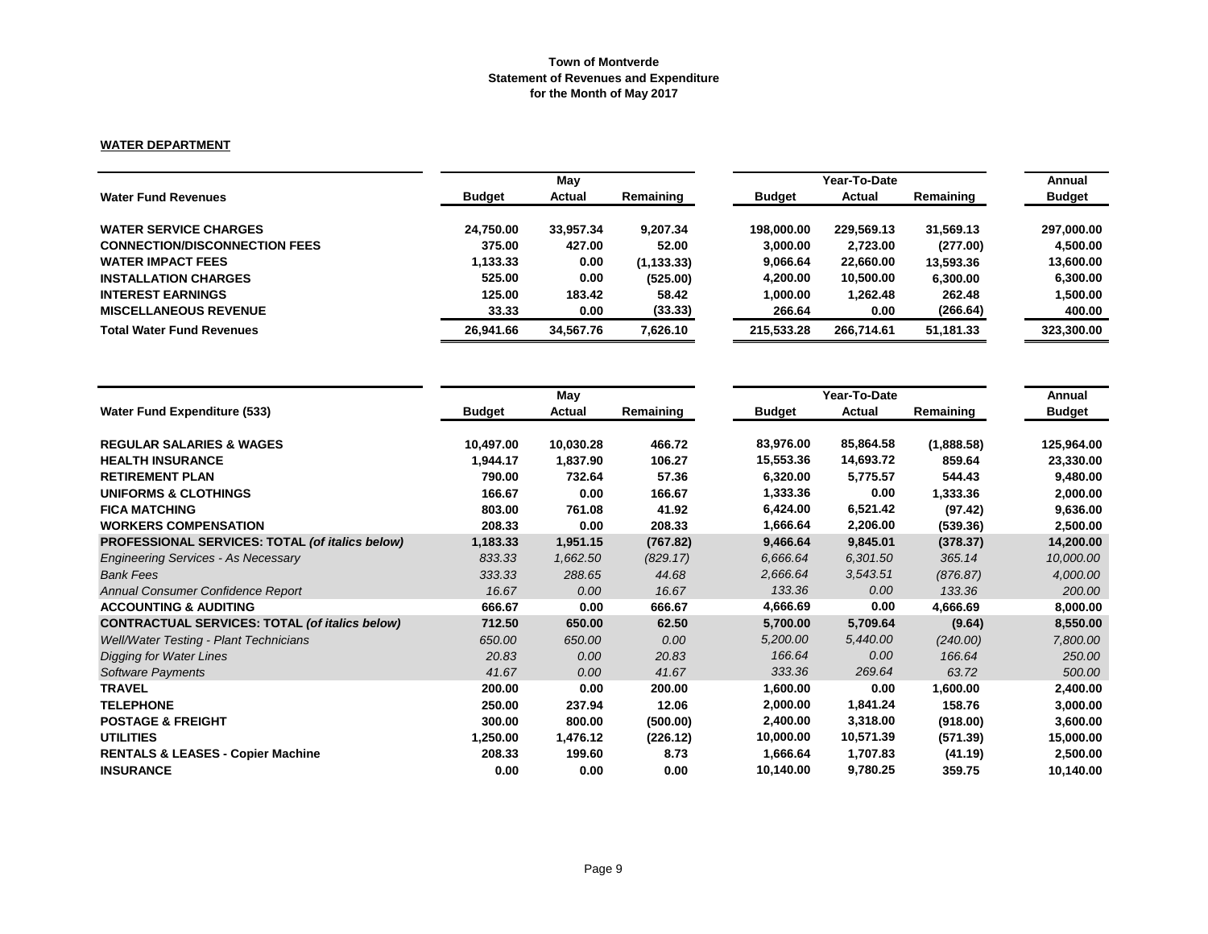**Town of Montverde**
**Statement of Revenues and Expenditure**
**for the Month of May 2017**

## WATER DEPARTMENT

| | May | | | Year-To-Date | | | Annual |
|---|---|---|---|---|---|---|---|
| **Water Fund Revenues** | **Budget** | **Actual** | **Remaining** | **Budget** | **Actual** | **Remaining** | **Budget** |
| **WATER SERVICE CHARGES** | 24,750.00 | 33,957.34 | 9,207.34 | 198,000.00 | 229,569.13 | 31,569.13 | 297,000.00 |
| **CONNECTION/DISCONNECTION FEES** | 375.00 | 427.00 | 52.00 | 3,000.00 | 2,723.00 | (277.00) | 4,500.00 |
| **WATER IMPACT FEES** | 1,133.33 | 0.00 | (1,133.33) | 9,066.64 | 22,660.00 | 13,593.36 | 13,600.00 |
| **INSTALLATION CHARGES** | 525.00 | 0.00 | (525.00) | 4,200.00 | 10,500.00 | 6,300.00 | 6,300.00 |
| **INTEREST EARNINGS** | 125.00 | 183.42 | 58.42 | 1,000.00 | 1,262.48 | 262.48 | 1,500.00 |
| **MISCELLANEOUS REVENUE** | 33.33 | 0.00 | (33.33) | 266.64 | 0.00 | (266.64) | 400.00 |
| **Total Water Fund Revenues** | 26,941.66 | 34,567.76 | 7,626.10 | 215,533.28 | 266,714.61 | 51,181.33 | 323,300.00 |

| | May | | | Year-To-Date | | | Annual |
|---|---|---|---|---|---|---|---|
| **Water Fund Expenditure (533)** | **Budget** | **Actual** | **Remaining** | **Budget** | **Actual** | **Remaining** | **Budget** |
| **REGULAR SALARIES & WAGES** | 10,497.00 | 10,030.28 | 466.72 | 83,976.00 | 85,864.58 | (1,888.58) | 125,964.00 |
| **HEALTH INSURANCE** | 1,944.17 | 1,837.90 | 106.27 | 15,553.36 | 14,693.72 | 859.64 | 23,330.00 |
| **RETIREMENT PLAN** | 790.00 | 732.64 | 57.36 | 6,320.00 | 5,775.57 | 544.43 | 9,480.00 |
| **UNIFORMS & CLOTHINGS** | 166.67 | 0.00 | 166.67 | 1,333.36 | 0.00 | 1,333.36 | 2,000.00 |
| **FICA MATCHING** | 803.00 | 761.08 | 41.92 | 6,424.00 | 6,521.42 | (97.42) | 9,636.00 |
| **WORKERS COMPENSATION** | 208.33 | 0.00 | 208.33 | 1,666.64 | 2,206.00 | (539.36) | 2,500.00 |
| **PROFESSIONAL SERVICES: TOTAL *(of italics below)*** | 1,183.33 | 1,951.15 | (767.82) | 9,466.64 | 9,845.01 | (378.37) | 14,200.00 |
| *Engineering Services - As Necessary* | *833.33* | *1,662.50* | *(829.17)* | *6,666.64* | *6,301.50* | *365.14* | *10,000.00* |
| *Bank Fees* | *333.33* | *288.65* | *44.68* | *2,666.64* | *3,543.51* | *(876.87)* | *4,000.00* |
| *Annual Consumer Confidence Report* | *16.67* | *0.00* | *16.67* | *133.36* | *0.00* | *133.36* | *200.00* |
| **ACCOUNTING & AUDITING** | 666.67 | 0.00 | 666.67 | 4,666.69 | 0.00 | 4,666.69 | 8,000.00 |
| **CONTRACTUAL SERVICES: TOTAL *(of italics below)*** | 712.50 | 650.00 | 62.50 | 5,700.00 | 5,709.64 | (9.64) | 8,550.00 |
| *Well/Water Testing - Plant Technicians* | *650.00* | *650.00* | *0.00* | *5,200.00* | *5,440.00* | *(240.00)* | *7,800.00* |
| *Digging for Water Lines* | *20.83* | *0.00* | *20.83* | *166.64* | *0.00* | *166.64* | *250.00* |
| *Software Payments* | *41.67* | *0.00* | *41.67* | *333.36* | *269.64* | *63.72* | *500.00* |
| **TRAVEL** | 200.00 | 0.00 | 200.00 | 1,600.00 | 0.00 | 1,600.00 | 2,400.00 |
| **TELEPHONE** | 250.00 | 237.94 | 12.06 | 2,000.00 | 1,841.24 | 158.76 | 3,000.00 |
| **POSTAGE & FREIGHT** | 300.00 | 800.00 | (500.00) | 2,400.00 | 3,318.00 | (918.00) | 3,600.00 |
| **UTILITIES** | 1,250.00 | 1,476.12 | (226.12) | 10,000.00 | 10,571.39 | (571.39) | 15,000.00 |
| **RENTALS & LEASES - Copier Machine** | 208.33 | 199.60 | 8.73 | 1,666.64 | 1,707.83 | (41.19) | 2,500.00 |
| **INSURANCE** | 0.00 | 0.00 | 0.00 | 10,140.00 | 9,780.25 | 359.75 | 10,140.00 |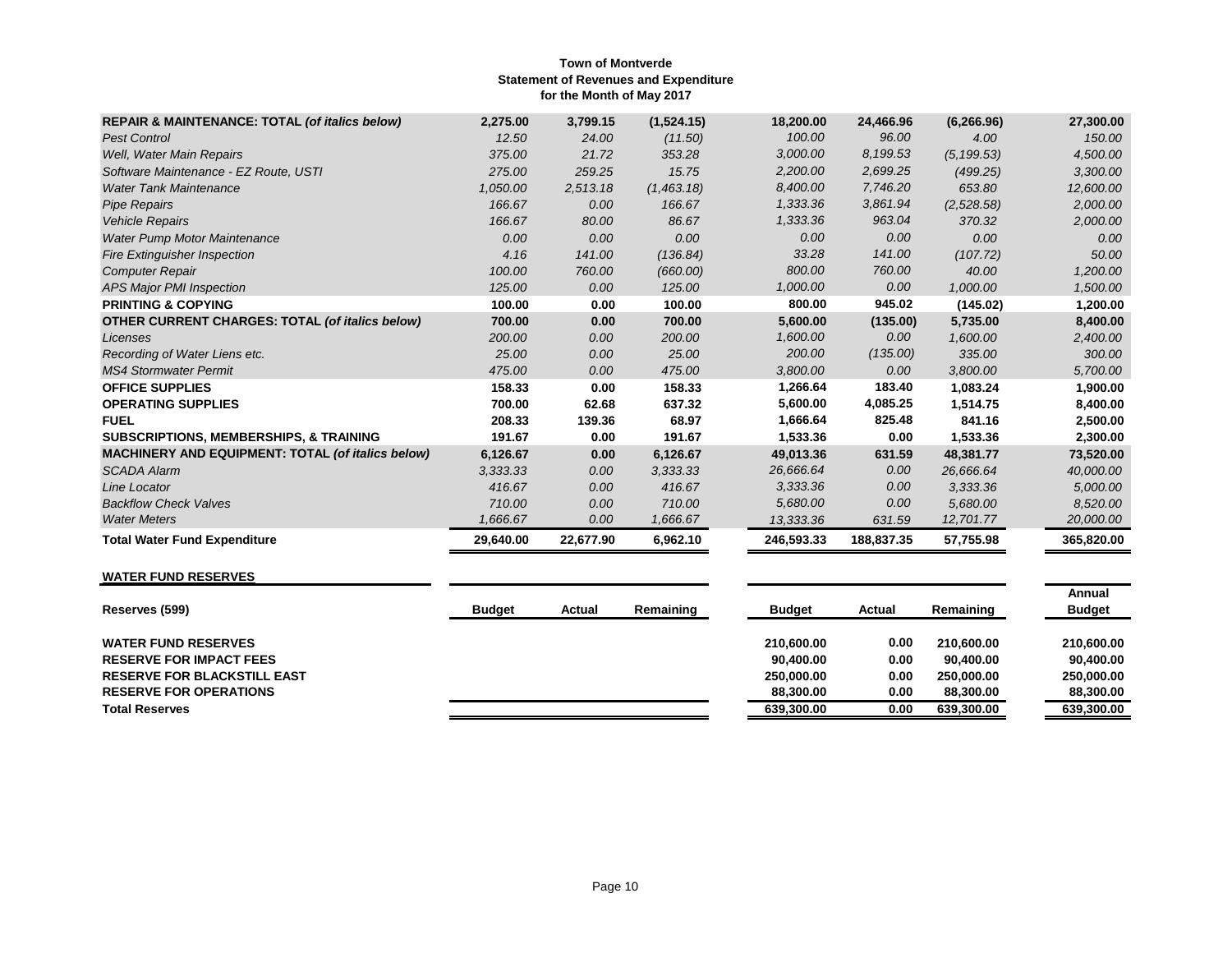**Town of Montverde**
**Statement of Revenues and Expenditure**
**for the Month of May 2017**

| | | | | | | | |
|---|---|---|---|---|---|---|---|
| **REPAIR & MAINTENANCE: TOTAL *(of italics below)*** | **2,275.00** | **3,799.15** | **(1,524.15)** | **18,200.00** | **24,466.96** | **(6,266.96)** | **27,300.00** |
| *Pest Control* | *12.50* | *24.00* | *(11.50)* | *100.00* | *96.00* | *4.00* | *150.00* |
| *Well, Water Main Repairs* | *375.00* | *21.72* | *353.28* | *3,000.00* | *8,199.53* | *(5,199.53)* | *4,500.00* |
| *Software Maintenance - EZ Route, USTI* | *275.00* | *259.25* | *15.75* | *2,200.00* | *2,699.25* | *(499.25)* | *3,300.00* |
| *Water Tank Maintenance* | *1,050.00* | *2,513.18* | *(1,463.18)* | *8,400.00* | *7,746.20* | *653.80* | *12,600.00* |
| *Pipe Repairs* | *166.67* | *0.00* | *166.67* | *1,333.36* | *3,861.94* | *(2,528.58)* | *2,000.00* |
| *Vehicle Repairs* | *166.67* | *80.00* | *86.67* | *1,333.36* | *963.04* | *370.32* | *2,000.00* |
| *Water Pump Motor Maintenance* | *0.00* | *0.00* | *0.00* | *0.00* | *0.00* | *0.00* | *0.00* |
| *Fire Extinguisher Inspection* | *4.16* | *141.00* | *(136.84)* | *33.28* | *141.00* | *(107.72)* | *50.00* |
| *Computer Repair* | *100.00* | *760.00* | *(660.00)* | *800.00* | *760.00* | *40.00* | *1,200.00* |
| *APS Major PMI Inspection* | *125.00* | *0.00* | *125.00* | *1,000.00* | *0.00* | *1,000.00* | *1,500.00* |
| **PRINTING & COPYING** | **100.00** | **0.00** | **100.00** | **800.00** | **945.02** | **(145.02)** | **1,200.00** |
| **OTHER CURRENT CHARGES: TOTAL *(of italics below)*** | **700.00** | **0.00** | **700.00** | **5,600.00** | **(135.00)** | **5,735.00** | **8,400.00** |
| *Licenses* | *200.00* | *0.00* | *200.00* | *1,600.00* | *0.00* | *1,600.00* | *2,400.00* |
| *Recording of Water Liens etc.* | *25.00* | *0.00* | *25.00* | *200.00* | *(135.00)* | *335.00* | *300.00* |
| *MS4 Stormwater Permit* | *475.00* | *0.00* | *475.00* | *3,800.00* | *0.00* | *3,800.00* | *5,700.00* |
| **OFFICE SUPPLIES** | **158.33** | **0.00** | **158.33** | **1,266.64** | **183.40** | **1,083.24** | **1,900.00** |
| **OPERATING SUPPLIES** | **700.00** | **62.68** | **637.32** | **5,600.00** | **4,085.25** | **1,514.75** | **8,400.00** |
| **FUEL** | **208.33** | **139.36** | **68.97** | **1,666.64** | **825.48** | **841.16** | **2,500.00** |
| **SUBSCRIPTIONS, MEMBERSHIPS, & TRAINING** | **191.67** | **0.00** | **191.67** | **1,533.36** | **0.00** | **1,533.36** | **2,300.00** |
| **MACHINERY AND EQUIPMENT: TOTAL *(of italics below)*** | **6,126.67** | **0.00** | **6,126.67** | **49,013.36** | **631.59** | **48,381.77** | **73,520.00** |
| *SCADA Alarm* | *3,333.33* | *0.00* | *3,333.33* | *26,666.64* | *0.00* | *26,666.64* | *40,000.00* |
| *Line Locator* | *416.67* | *0.00* | *416.67* | *3,333.36* | *0.00* | *3,333.36* | *5,000.00* |
| *Backflow Check Valves* | *710.00* | *0.00* | *710.00* | *5,680.00* | *0.00* | *5,680.00* | *8,520.00* |
| *Water Meters* | *1,666.67* | *0.00* | *1,666.67* | *13,333.36* | *631.59* | *12,701.77* | *20,000.00* |
| **Total Water Fund Expenditure** | **29,640.00** | **22,677.90** | **6,962.10** | **246,593.33** | **188,837.35** | **57,755.98** | **365,820.00** |

**WATER FUND RESERVES**

| Reserves (599) | Budget | Actual | Remaining | Budget | Actual | Remaining | Annual Budget |
|---|---|---|---|---|---|---|---|
| **WATER FUND RESERVES** | | | | **210,600.00** | **0.00** | **210,600.00** | **210,600.00** |
| **RESERVE FOR IMPACT FEES** | | | | **90,400.00** | **0.00** | **90,400.00** | **90,400.00** |
| **RESERVE FOR BLACKSTILL EAST** | | | | **250,000.00** | **0.00** | **250,000.00** | **250,000.00** |
| **RESERVE FOR OPERATIONS** | | | | **88,300.00** | **0.00** | **88,300.00** | **88,300.00** |
| **Total Reserves** | | | | **639,300.00** | **0.00** | **639,300.00** | **639,300.00** |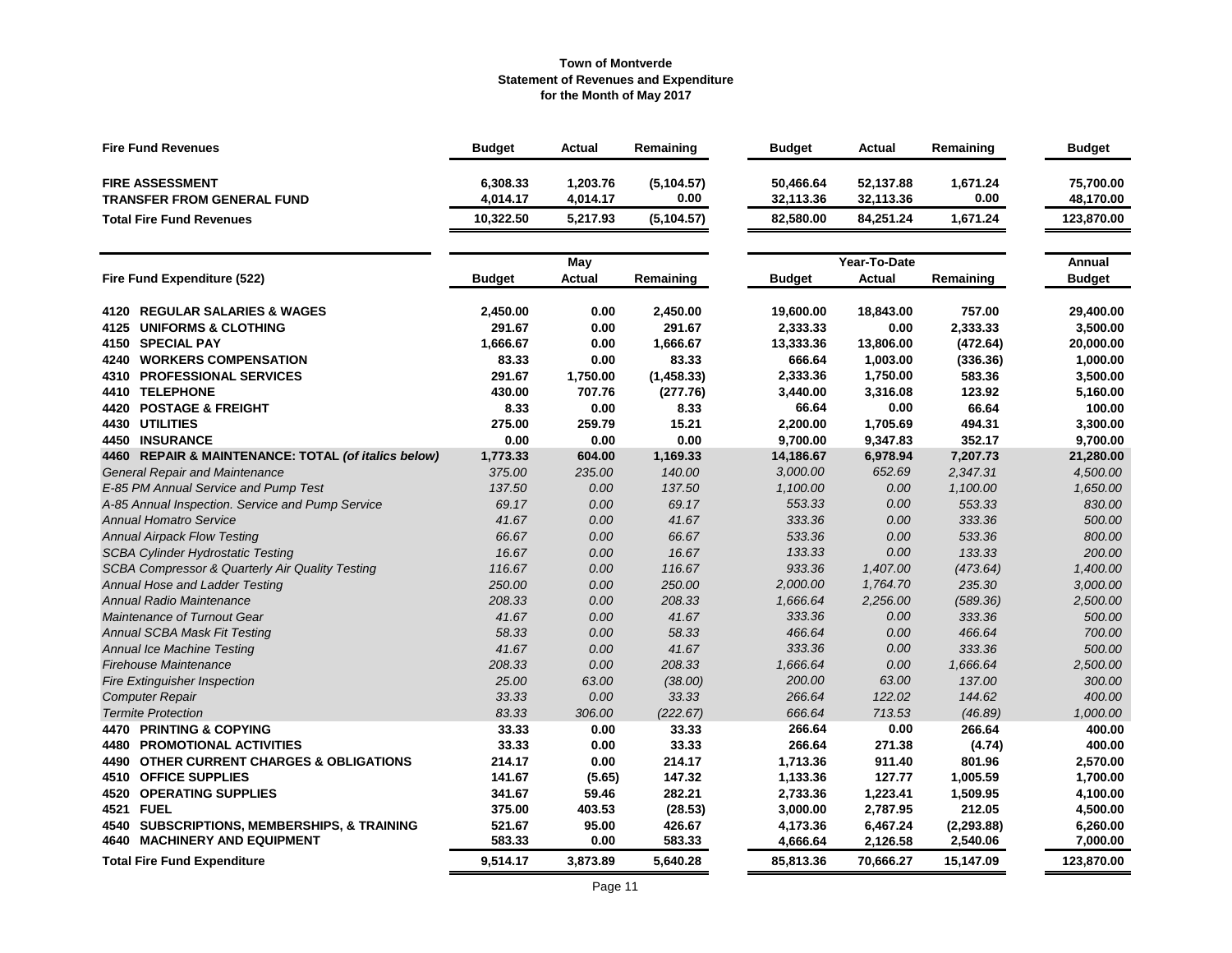**Town of Montverde**
**Statement of Revenues and Expenditure**
**for the Month of May 2017**

| Fire Fund Revenues | Budget | Actual | Remaining | Budget | Actual | Remaining | Budget |
|---|---|---|---|---|---|---|---|
| **FIRE ASSESSMENT** | **6,308.33** | **1,203.76** | **(5,104.57)** | **50,466.64** | **52,137.88** | **1,671.24** | **75,700.00** |
| **TRANSFER FROM GENERAL FUND** | **4,014.17** | **4,014.17** | **0.00** | **32,113.36** | **32,113.36** | **0.00** | **48,170.00** |
| **Total Fire Fund Revenues** | **10,322.50** | **5,217.93** | **(5,104.57)** | **82,580.00** | **84,251.24** | **1,671.24** | **123,870.00** |

| | May | | | Year-To-Date | | | Annual |
|---|---|---|---|---|---|---|---|
| **Fire Fund Expenditure (522)** | **Budget** | **Actual** | **Remaining** | **Budget** | **Actual** | **Remaining** | **Budget** |
| **4120 REGULAR SALARIES & WAGES** | **2,450.00** | **0.00** | **2,450.00** | **19,600.00** | **18,843.00** | **757.00** | **29,400.00** |
| **4125 UNIFORMS & CLOTHING** | **291.67** | **0.00** | **291.67** | **2,333.33** | **0.00** | **2,333.33** | **3,500.00** |
| **4150 SPECIAL PAY** | **1,666.67** | **0.00** | **1,666.67** | **13,333.36** | **13,806.00** | **(472.64)** | **20,000.00** |
| **4240 WORKERS COMPENSATION** | **83.33** | **0.00** | **83.33** | **666.64** | **1,003.00** | **(336.36)** | **1,000.00** |
| **4310 PROFESSIONAL SERVICES** | **291.67** | **1,750.00** | **(1,458.33)** | **2,333.36** | **1,750.00** | **583.36** | **3,500.00** |
| **4410 TELEPHONE** | **430.00** | **707.76** | **(277.76)** | **3,440.00** | **3,316.08** | **123.92** | **5,160.00** |
| **4420 POSTAGE & FREIGHT** | **8.33** | **0.00** | **8.33** | **66.64** | **0.00** | **66.64** | **100.00** |
| **4430 UTILITIES** | **275.00** | **259.79** | **15.21** | **2,200.00** | **1,705.69** | **494.31** | **3,300.00** |
| **4450 INSURANCE** | **0.00** | **0.00** | **0.00** | **9,700.00** | **9,347.83** | **352.17** | **9,700.00** |
| **4460 REPAIR & MAINTENANCE: TOTAL *(of italics below)*** | **1,773.33** | **604.00** | **1,169.33** | **14,186.67** | **6,978.94** | **7,207.73** | **21,280.00** |
| *General Repair and Maintenance* | *375.00* | *235.00* | *140.00* | *3,000.00* | *652.69* | *2,347.31* | *4,500.00* |
| *E-85 PM Annual Service and Pump Test* | *137.50* | *0.00* | *137.50* | *1,100.00* | *0.00* | *1,100.00* | *1,650.00* |
| *A-85 Annual Inspection. Service and Pump Service* | *69.17* | *0.00* | *69.17* | *553.33* | *0.00* | *553.33* | *830.00* |
| *Annual Homatro Service* | *41.67* | *0.00* | *41.67* | *333.36* | *0.00* | *333.36* | *500.00* |
| *Annual Airpack Flow Testing* | *66.67* | *0.00* | *66.67* | *533.36* | *0.00* | *533.36* | *800.00* |
| *SCBA Cylinder Hydrostatic Testing* | *16.67* | *0.00* | *16.67* | *133.33* | *0.00* | *133.33* | *200.00* |
| *SCBA Compressor & Quarterly Air Quality Testing* | *116.67* | *0.00* | *116.67* | *933.36* | *1,407.00* | *(473.64)* | *1,400.00* |
| *Annual Hose and Ladder Testing* | *250.00* | *0.00* | *250.00* | *2,000.00* | *1,764.70* | *235.30* | *3,000.00* |
| *Annual Radio Maintenance* | *208.33* | *0.00* | *208.33* | *1,666.64* | *2,256.00* | *(589.36)* | *2,500.00* |
| *Maintenance of Turnout Gear* | *41.67* | *0.00* | *41.67* | *333.36* | *0.00* | *333.36* | *500.00* |
| *Annual SCBA Mask Fit Testing* | *58.33* | *0.00* | *58.33* | *466.64* | *0.00* | *466.64* | *700.00* |
| *Annual Ice Machine Testing* | *41.67* | *0.00* | *41.67* | *333.36* | *0.00* | *333.36* | *500.00* |
| *Firehouse Maintenance* | *208.33* | *0.00* | *208.33* | *1,666.64* | *0.00* | *1,666.64* | *2,500.00* |
| *Fire Extinguisher Inspection* | *25.00* | *63.00* | *(38.00)* | *200.00* | *63.00* | *137.00* | *300.00* |
| *Computer Repair* | *33.33* | *0.00* | *33.33* | *266.64* | *122.02* | *144.62* | *400.00* |
| *Termite Protection* | *83.33* | *306.00* | *(222.67)* | *666.64* | *713.53* | *(46.89)* | *1,000.00* |
| **4470 PRINTING & COPYING** | **33.33** | **0.00** | **33.33** | **266.64** | **0.00** | **266.64** | **400.00** |
| **4480 PROMOTIONAL ACTIVITIES** | **33.33** | **0.00** | **33.33** | **266.64** | **271.38** | **(4.74)** | **400.00** |
| **4490 OTHER CURRENT CHARGES & OBLIGATIONS** | **214.17** | **0.00** | **214.17** | **1,713.36** | **911.40** | **801.96** | **2,570.00** |
| **4510 OFFICE SUPPLIES** | **141.67** | **(5.65)** | **147.32** | **1,133.36** | **127.77** | **1,005.59** | **1,700.00** |
| **4520 OPERATING SUPPLIES** | **341.67** | **59.46** | **282.21** | **2,733.36** | **1,223.41** | **1,509.95** | **4,100.00** |
| **4521 FUEL** | **375.00** | **403.53** | **(28.53)** | **3,000.00** | **2,787.95** | **212.05** | **4,500.00** |
| **4540 SUBSCRIPTIONS, MEMBERSHIPS, & TRAINING** | **521.67** | **95.00** | **426.67** | **4,173.36** | **6,467.24** | **(2,293.88)** | **6,260.00** |
| **4640 MACHINERY AND EQUIPMENT** | **583.33** | **0.00** | **583.33** | **4,666.64** | **2,126.58** | **2,540.06** | **7,000.00** |
| **Total Fire Fund Expenditure** | **9,514.17** | **3,873.89** | **5,640.28** | **85,813.36** | **70,666.27** | **15,147.09** | **123,870.00** |